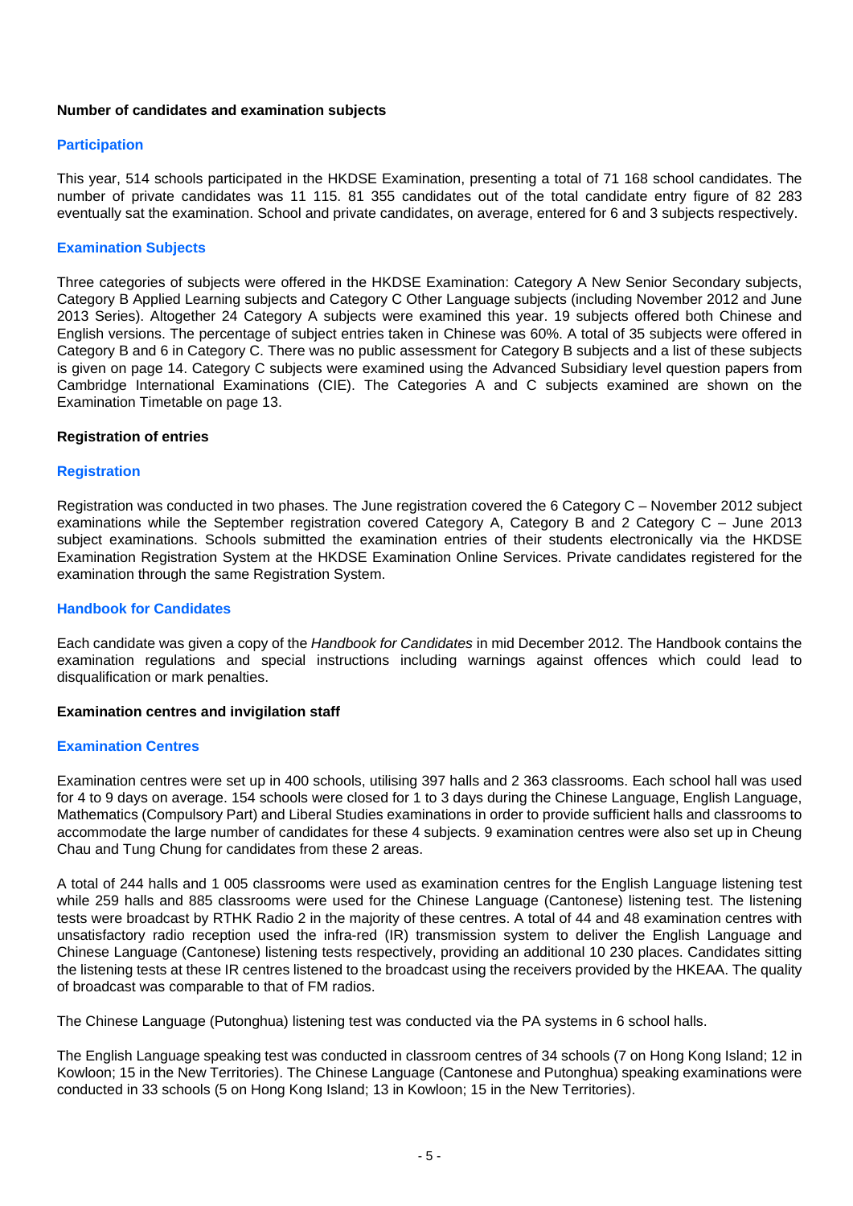## Number of candidates and examination subjects

### Participation

This year, 514 schools participated in the HKDSE Examination, presenting a total of 71 168 school candidates. The number of private candidates was 11 115. 81 355 candidates out of the total candidate entry figure of 82 283 eventually sat the examination. School and private candidates, on average, entered for 6 and 3 subjects respectively.

### Examination Subjects

Three categories of subjects were offered in the HKDSE Examination: Category A New Senior Secondary subjects, Category B Applied Learning subjects and Category C Other Language subjects (including November 2012 and June 2013 Series). Altogether 24 Category A subjects were examined this year. 19 subjects offered both Chinese and English versions. The percentage of subject entries taken in Chinese was 60%. A total of 35 subjects were offered in Category B and 6 in Category C. There was no public assessment for Category B subjects and a list of these subjects is given on page 14. Category C subjects were examined using the Advanced Subsidiary level question papers from Cambridge International Examinations (CIE). The Categories A and C subjects examined are shown on the Examination Timetable on page 13.

## Registration of entries

### Registration

Registration was conducted in two phases. The June registration covered the 6 Category C – November 2012 subject examinations while the September registration covered Category A, Category B and 2 Category C – June 2013 subject examinations. Schools submitted the examination entries of their students electronically via the HKDSE Examination Registration System at the HKDSE Examination Online Services. Private candidates registered for the examination through the same Registration System.

### Handbook for Candidates

Each candidate was given a copy of the *Handbook for Candidates* in mid December 2012. The Handbook contains the examination regulations and special instructions including warnings against offences which could lead to disqualification or mark penalties.

## Examination centres and invigilation staff

### Examination Centres

Examination centres were set up in 400 schools, utilising 397 halls and 2 363 classrooms. Each school hall was used for 4 to 9 days on average. 154 schools were closed for 1 to 3 days during the Chinese Language, English Language, Mathematics (Compulsory Part) and Liberal Studies examinations in order to provide sufficient halls and classrooms to accommodate the large number of candidates for these 4 subjects. 9 examination centres were also set up in Cheung Chau and Tung Chung for candidates from these 2 areas.

A total of 244 halls and 1 005 classrooms were used as examination centres for the English Language listening test while 259 halls and 885 classrooms were used for the Chinese Language (Cantonese) listening test. The listening tests were broadcast by RTHK Radio 2 in the majority of these centres. A total of 44 and 48 examination centres with unsatisfactory radio reception used the infra-red (IR) transmission system to deliver the English Language and Chinese Language (Cantonese) listening tests respectively, providing an additional 10 230 places. Candidates sitting the listening tests at these IR centres listened to the broadcast using the receivers provided by the HKEAA. The quality of broadcast was comparable to that of FM radios.

The Chinese Language (Putonghua) listening test was conducted via the PA systems in 6 school halls.

The English Language speaking test was conducted in classroom centres of 34 schools (7 on Hong Kong Island; 12 in Kowloon; 15 in the New Territories). The Chinese Language (Cantonese and Putonghua) speaking examinations were conducted in 33 schools (5 on Hong Kong Island; 13 in Kowloon; 15 in the New Territories).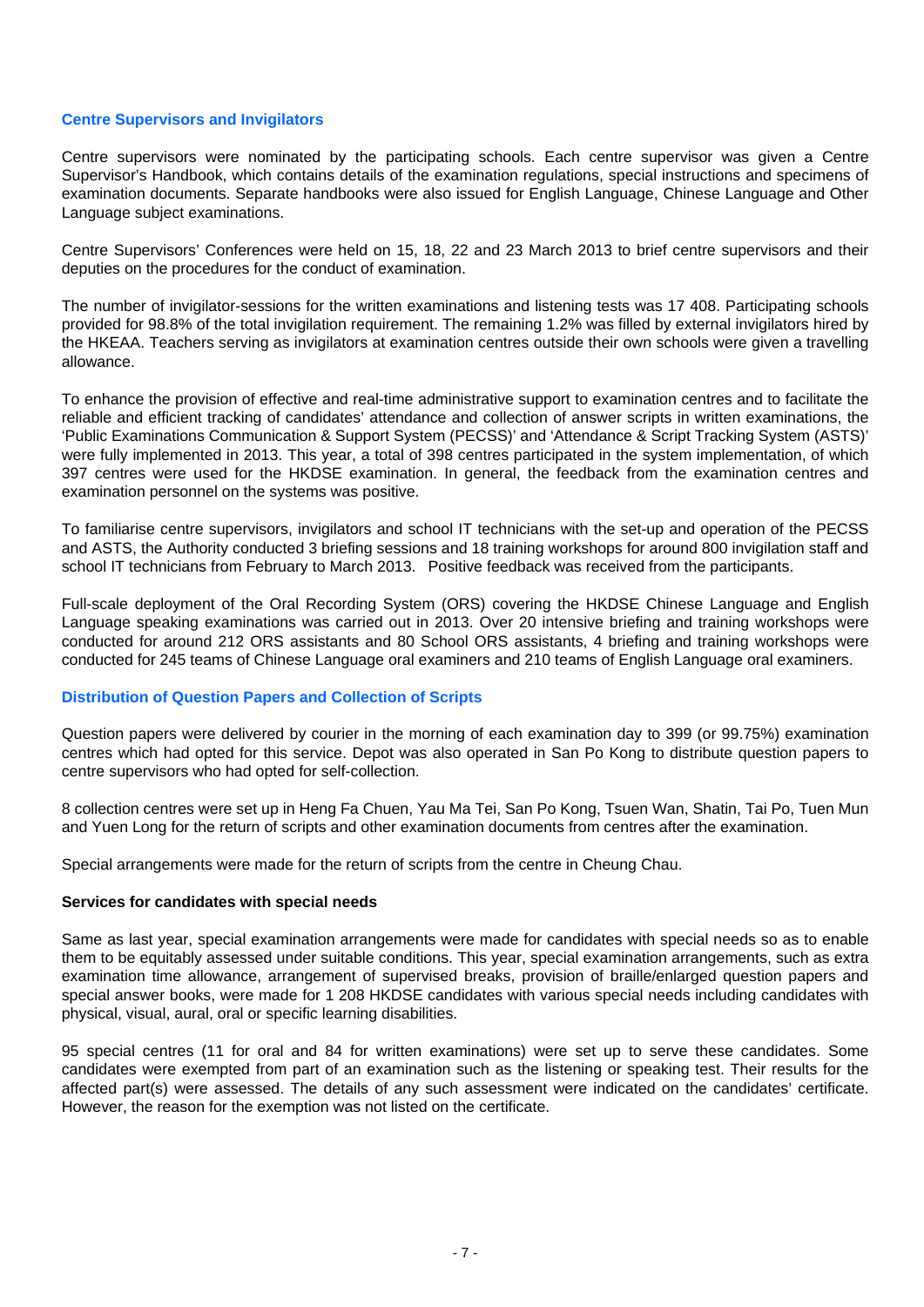## Centre Supervisors and Invigilators

Centre supervisors were nominated by the participating schools. Each centre supervisor was given a Centre Supervisor's Handbook, which contains details of the examination regulations, special instructions and specimens of examination documents. Separate handbooks were also issued for English Language, Chinese Language and Other Language subject examinations.

Centre Supervisors' Conferences were held on 15, 18, 22 and 23 March 2013 to brief centre supervisors and their deputies on the procedures for the conduct of examination.

The number of invigilator-sessions for the written examinations and listening tests was 17 408. Participating schools provided for 98.8% of the total invigilation requirement. The remaining 1.2% was filled by external invigilators hired by the HKEAA. Teachers serving as invigilators at examination centres outside their own schools were given a travelling allowance.

To enhance the provision of effective and real-time administrative support to examination centres and to facilitate the reliable and efficient tracking of candidates' attendance and collection of answer scripts in written examinations, the 'Public Examinations Communication & Support System (PECSS)' and 'Attendance & Script Tracking System (ASTS)' were fully implemented in 2013. This year, a total of 398 centres participated in the system implementation, of which 397 centres were used for the HKDSE examination. In general, the feedback from the examination centres and examination personnel on the systems was positive.

To familiarise centre supervisors, invigilators and school IT technicians with the set-up and operation of the PECSS and ASTS, the Authority conducted 3 briefing sessions and 18 training workshops for around 800 invigilation staff and school IT technicians from February to March 2013. Positive feedback was received from the participants.

Full-scale deployment of the Oral Recording System (ORS) covering the HKDSE Chinese Language and English Language speaking examinations was carried out in 2013. Over 20 intensive briefing and training workshops were conducted for around 212 ORS assistants and 80 School ORS assistants, 4 briefing and training workshops were conducted for 245 teams of Chinese Language oral examiners and 210 teams of English Language oral examiners.

## Distribution of Question Papers and Collection of Scripts

Question papers were delivered by courier in the morning of each examination day to 399 (or 99.75%) examination centres which had opted for this service. Depot was also operated in San Po Kong to distribute question papers to centre supervisors who had opted for self-collection.

8 collection centres were set up in Heng Fa Chuen, Yau Ma Tei, San Po Kong, Tsuen Wan, Shatin, Tai Po, Tuen Mun and Yuen Long for the return of scripts and other examination documents from centres after the examination.

Special arrangements were made for the return of scripts from the centre in Cheung Chau.

### Services for candidates with special needs

Same as last year, special examination arrangements were made for candidates with special needs so as to enable them to be equitably assessed under suitable conditions. This year, special examination arrangements, such as extra examination time allowance, arrangement of supervised breaks, provision of braille/enlarged question papers and special answer books, were made for 1 208 HKDSE candidates with various special needs including candidates with physical, visual, aural, oral or specific learning disabilities.

95 special centres (11 for oral and 84 for written examinations) were set up to serve these candidates. Some candidates were exempted from part of an examination such as the listening or speaking test. Their results for the affected part(s) were assessed. The details of any such assessment were indicated on the candidates' certificate. However, the reason for the exemption was not listed on the certificate.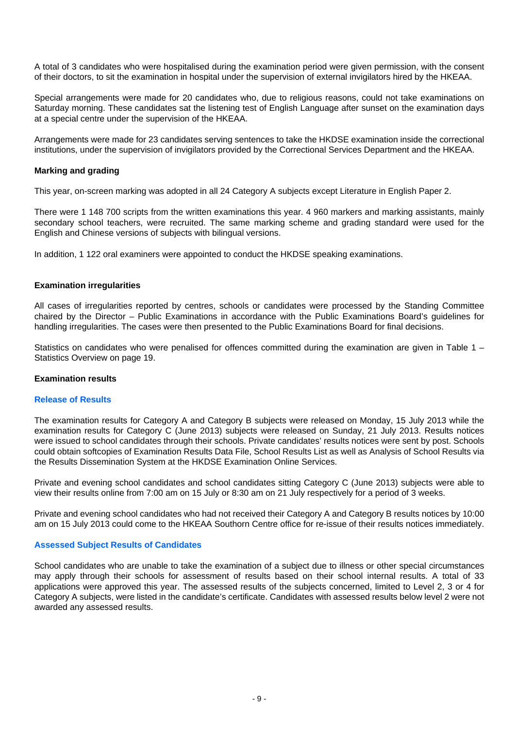A total of 3 candidates who were hospitalised during the examination period were given permission, with the consent of their doctors, to sit the examination in hospital under the supervision of external invigilators hired by the HKEAA.

Special arrangements were made for 20 candidates who, due to religious reasons, could not take examinations on Saturday morning. These candidates sat the listening test of English Language after sunset on the examination days at a special centre under the supervision of the HKEAA.

Arrangements were made for 23 candidates serving sentences to take the HKDSE examination inside the correctional institutions, under the supervision of invigilators provided by the Correctional Services Department and the HKEAA.

**Marking and grading**

This year, on-screen marking was adopted in all 24 Category A subjects except Literature in English Paper 2.

There were 1 148 700 scripts from the written examinations this year. 4 960 markers and marking assistants, mainly secondary school teachers, were recruited. The same marking scheme and grading standard were used for the English and Chinese versions of subjects with bilingual versions.

In addition, 1 122 oral examiners were appointed to conduct the HKDSE speaking examinations.

**Examination irregularities**

All cases of irregularities reported by centres, schools or candidates were processed by the Standing Committee chaired by the Director – Public Examinations in accordance with the Public Examinations Board's guidelines for handling irregularities. The cases were then presented to the Public Examinations Board for final decisions.

Statistics on candidates who were penalised for offences committed during the examination are given in Table 1 – Statistics Overview on page 19.

**Examination results**

**Release of Results**

The examination results for Category A and Category B subjects were released on Monday, 15 July 2013 while the examination results for Category C (June 2013) subjects were released on Sunday, 21 July 2013. Results notices were issued to school candidates through their schools. Private candidates' results notices were sent by post. Schools could obtain softcopies of Examination Results Data File, School Results List as well as Analysis of School Results via the Results Dissemination System at the HKDSE Examination Online Services.

Private and evening school candidates and school candidates sitting Category C (June 2013) subjects were able to view their results online from 7:00 am on 15 July or 8:30 am on 21 July respectively for a period of 3 weeks.

Private and evening school candidates who had not received their Category A and Category B results notices by 10:00 am on 15 July 2013 could come to the HKEAA Southorn Centre office for re-issue of their results notices immediately.

**Assessed Subject Results of Candidates**

School candidates who are unable to take the examination of a subject due to illness or other special circumstances may apply through their schools for assessment of results based on their school internal results. A total of 33 applications were approved this year. The assessed results of the subjects concerned, limited to Level 2, 3 or 4 for Category A subjects, were listed in the candidate's certificate. Candidates with assessed results below level 2 were not awarded any assessed results.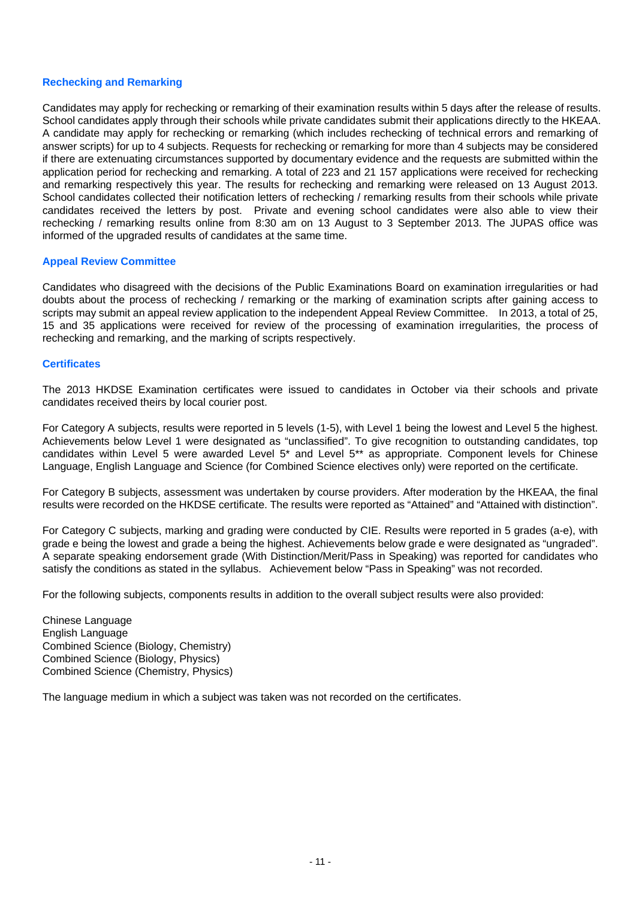## Rechecking and Remarking

Candidates may apply for rechecking or remarking of their examination results within 5 days after the release of results. School candidates apply through their schools while private candidates submit their applications directly to the HKEAA. A candidate may apply for rechecking or remarking (which includes rechecking of technical errors and remarking of answer scripts) for up to 4 subjects. Requests for rechecking or remarking for more than 4 subjects may be considered if there are extenuating circumstances supported by documentary evidence and the requests are submitted within the application period for rechecking and remarking. A total of 223 and 21 157 applications were received for rechecking and remarking respectively this year. The results for rechecking and remarking were released on 13 August 2013. School candidates collected their notification letters of rechecking / remarking results from their schools while private candidates received the letters by post. Private and evening school candidates were also able to view their rechecking / remarking results online from 8:30 am on 13 August to 3 September 2013. The JUPAS office was informed of the upgraded results of candidates at the same time.

## Appeal Review Committee

Candidates who disagreed with the decisions of the Public Examinations Board on examination irregularities or had doubts about the process of rechecking / remarking or the marking of examination scripts after gaining access to scripts may submit an appeal review application to the independent Appeal Review Committee. In 2013, a total of 25, 15 and 35 applications were received for review of the processing of examination irregularities, the process of rechecking and remarking, and the marking of scripts respectively.

## Certificates

The 2013 HKDSE Examination certificates were issued to candidates in October via their schools and private candidates received theirs by local courier post.

For Category A subjects, results were reported in 5 levels (1-5), with Level 1 being the lowest and Level 5 the highest. Achievements below Level 1 were designated as "unclassified". To give recognition to outstanding candidates, top candidates within Level 5 were awarded Level 5* and Level 5** as appropriate. Component levels for Chinese Language, English Language and Science (for Combined Science electives only) were reported on the certificate.

For Category B subjects, assessment was undertaken by course providers. After moderation by the HKEAA, the final results were recorded on the HKDSE certificate. The results were reported as "Attained" and "Attained with distinction".

For Category C subjects, marking and grading were conducted by CIE. Results were reported in 5 grades (a-e), with grade e being the lowest and grade a being the highest. Achievements below grade e were designated as "ungraded". A separate speaking endorsement grade (With Distinction/Merit/Pass in Speaking) was reported for candidates who satisfy the conditions as stated in the syllabus. Achievement below "Pass in Speaking" was not recorded.

For the following subjects, components results in addition to the overall subject results were also provided:

Chinese Language
English Language
Combined Science (Biology, Chemistry)
Combined Science (Biology, Physics)
Combined Science (Chemistry, Physics)

The language medium in which a subject was taken was not recorded on the certificates.